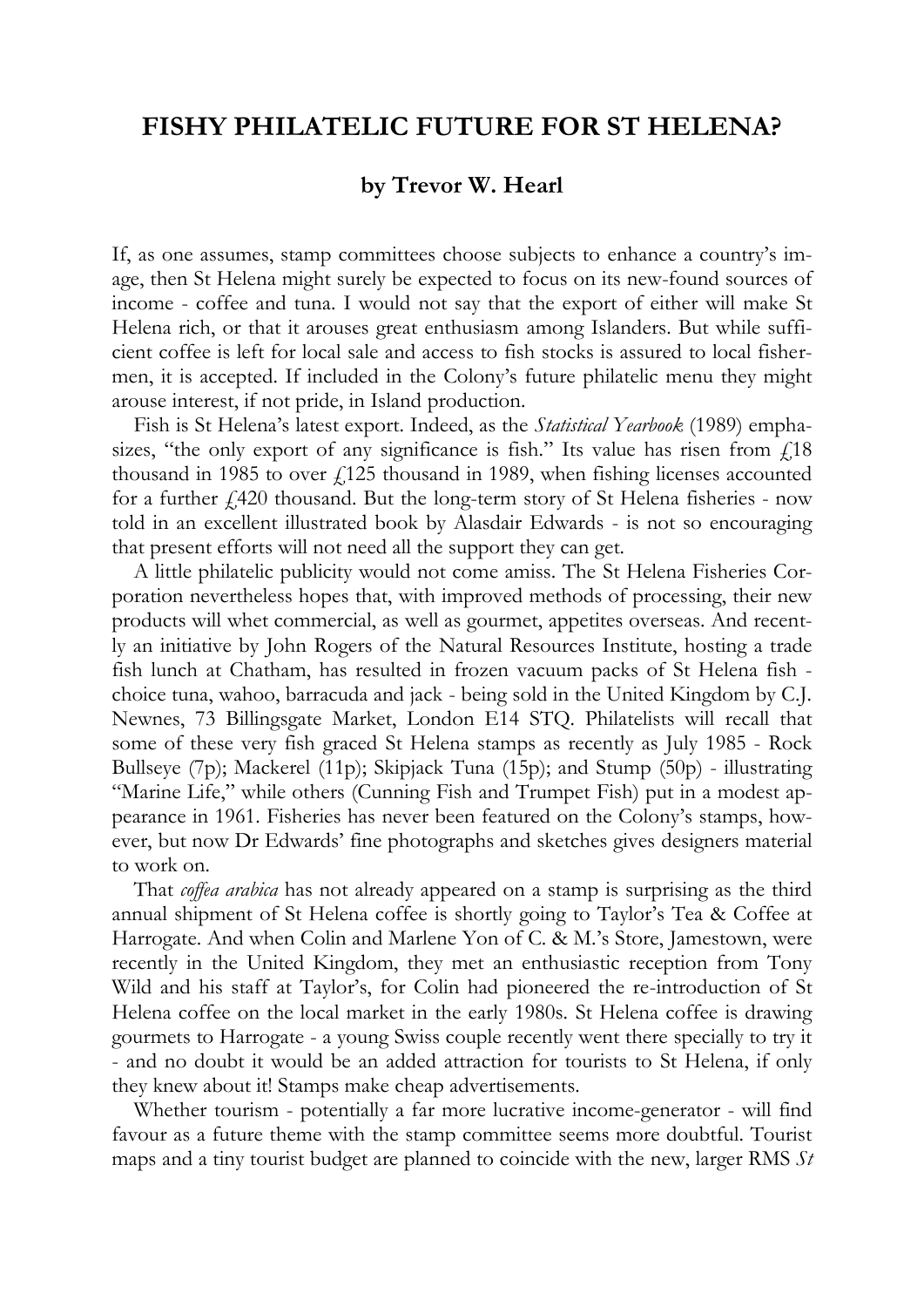# FISHY PHILATELIC FUTURE FOR ST HELENA?

### by Trevor W. Hearl

If, as one assumes, stamp committees choose subjects to enhance a country's image, then St Helena might surely be expected to focus on its new-found sources of income - coffee and tuna. I would not say that the export of either will make St Helena rich, or that it arouses great enthusiasm among Islanders. But while sufficient coffee is left for local sale and access to fish stocks is assured to local fishermen, it is accepted. If included in the Colony's future philatelic menu they might arouse interest, if not pride, in Island production.

Fish is St Helena's latest export. Indeed, as the *Statistical Yearbook* (1989) emphasizes, "the only export of any significance is fish." Its value has risen from £18 thousand in 1985 to over £125 thousand in 1989, when fishing licenses accounted for a further £420 thousand. But the long-term story of St Helena fisheries - now told in an excellent illustrated book by Alasdair Edwards - is not so encouraging that present efforts will not need all the support they can get.

A little philatelic publicity would not come amiss. The St Helena Fisheries Corporation nevertheless hopes that, with improved methods of processing, their new products will whet commercial, as well as gourmet, appetites overseas. And recently an initiative by John Rogers of the Natural Resources Institute, hosting a trade fish lunch at Chatham, has resulted in frozen vacuum packs of St Helena fish - choice tuna, wahoo, barracuda and jack - being sold in the United Kingdom by C.J. Newnes, 73 Billingsgate Market, London E14 STQ. Philatelists will recall that some of these very fish graced St Helena stamps as recently as July 1985 - Rock Bullseye (7p); Mackerel (11p); Skipjack Tuna (15p); and Stump (50p) - illustrating "Marine Life," while others (Cunning Fish and Trumpet Fish) put in a modest appearance in 1961. Fisheries has never been featured on the Colony's stamps, however, but now Dr Edwards' fine photographs and sketches gives designers material to work on.

That *coffea arabica* has not already appeared on a stamp is surprising as the third annual shipment of St Helena coffee is shortly going to Taylor's Tea & Coffee at Harrogate. And when Colin and Marlene Yon of C. & M.'s Store, Jamestown, were recently in the United Kingdom, they met an enthusiastic reception from Tony Wild and his staff at Taylor's, for Colin had pioneered the re-introduction of St Helena coffee on the local market in the early 1980s. St Helena coffee is drawing gourmets to Harrogate - a young Swiss couple recently went there specially to try it - and no doubt it would be an added attraction for tourists to St Helena, if only they knew about it! Stamps make cheap advertisements.

Whether tourism - potentially a far more lucrative income-generator - will find favour as a future theme with the stamp committee seems more doubtful. Tourist maps and a tiny tourist budget are planned to coincide with the new, larger RMS *St*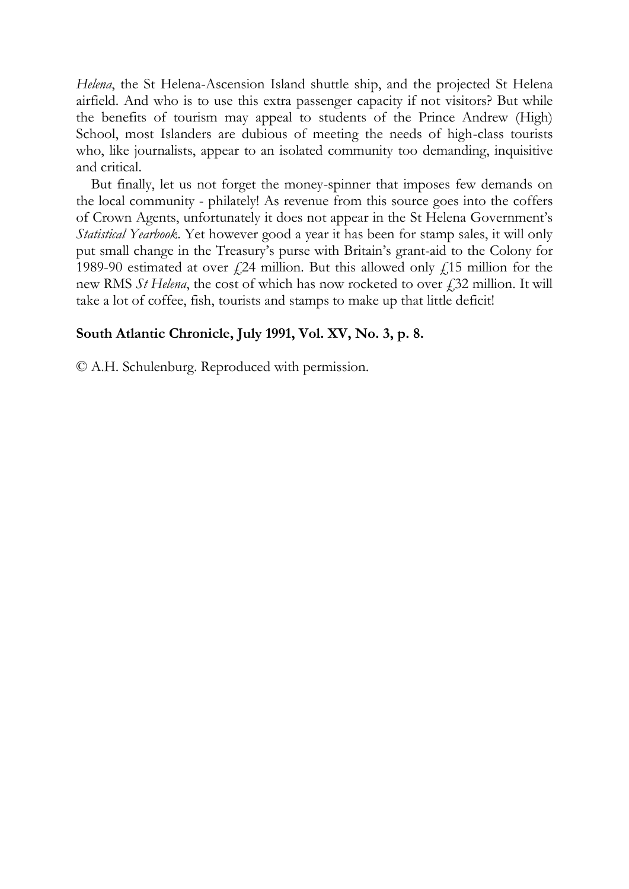*Helena*, the St Helena-Ascension Island shuttle ship, and the projected St Helena airfield. And who is to use this extra passenger capacity if not visitors? But while the benefits of tourism may appeal to students of the Prince Andrew (High) School, most Islanders are dubious of meeting the needs of high-class tourists who, like journalists, appear to an isolated community too demanding, inquisitive and critical.

But finally, let us not forget the money-spinner that imposes few demands on the local community - philately! As revenue from this source goes into the coffers of Crown Agents, unfortunately it does not appear in the St Helena Government's *Statistical Yearbook*. Yet however good a year it has been for stamp sales, it will only put small change in the Treasury's purse with Britain's grant-aid to the Colony for 1989-90 estimated at over £24 million. But this allowed only £15 million for the new RMS *St Helena*, the cost of which has now rocketed to over £32 million. It will take a lot of coffee, fish, tourists and stamps to make up that little deficit!

**South Atlantic Chronicle, July 1991, Vol. XV, No. 3, p. 8.**

© A.H. Schulenburg. Reproduced with permission.